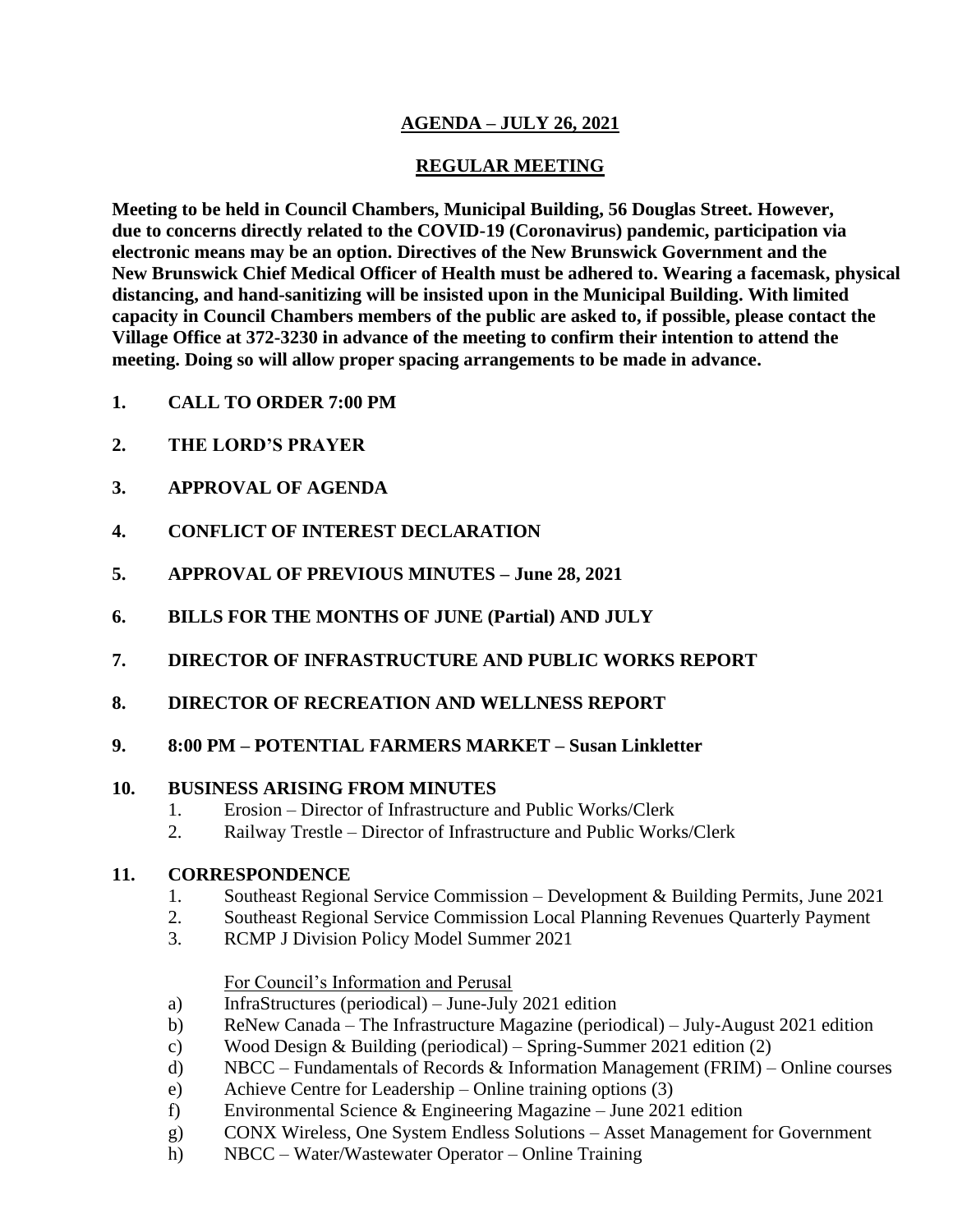# AGENDA – JULY 26, 2021

## REGULAR MEETING

**Meeting to be held in Council Chambers, Municipal Building, 56 Douglas Street. However, due to concerns directly related to the COVID-19 (Coronavirus) pandemic, participation via electronic means may be an option. Directives of the New Brunswick Government and the New Brunswick Chief Medical Officer of Health must be adhered to. Wearing a facemask, physical distancing, and hand-sanitizing will be insisted upon in the Municipal Building. With limited capacity in Council Chambers members of the public are asked to, if possible, please contact the Village Office at 372-3230 in advance of the meeting to confirm their intention to attend the meeting. Doing so will allow proper spacing arrangements to be made in advance.**

**1. CALL TO ORDER 7:00 PM**

**2. THE LORD'S PRAYER**

**3. APPROVAL OF AGENDA**

**4. CONFLICT OF INTEREST DECLARATION**

**5. APPROVAL OF PREVIOUS MINUTES – June 28, 2021**

**6. BILLS FOR THE MONTHS OF JUNE (Partial) AND JULY**

**7. DIRECTOR OF INFRASTRUCTURE AND PUBLIC WORKS REPORT**

**8. DIRECTOR OF RECREATION AND WELLNESS REPORT**

**9. 8:00 PM – POTENTIAL FARMERS MARKET – Susan Linkletter**

**10. BUSINESS ARISING FROM MINUTES**

1. Erosion – Director of Infrastructure and Public Works/Clerk
2. Railway Trestle – Director of Infrastructure and Public Works/Clerk

**11. CORRESPONDENCE**

1. Southeast Regional Service Commission – Development & Building Permits, June 2021
2. Southeast Regional Service Commission Local Planning Revenues Quarterly Payment
3. RCMP J Division Policy Model Summer 2021

For Council's Information and Perusal

a) InfraStructures (periodical) – June-July 2021 edition
b) ReNew Canada – The Infrastructure Magazine (periodical) – July-August 2021 edition
c) Wood Design & Building (periodical) – Spring-Summer 2021 edition (2)
d) NBCC – Fundamentals of Records & Information Management (FRIM) – Online courses
e) Achieve Centre for Leadership – Online training options (3)
f) Environmental Science & Engineering Magazine – June 2021 edition
g) CONX Wireless, One System Endless Solutions – Asset Management for Government
h) NBCC – Water/Wastewater Operator – Online Training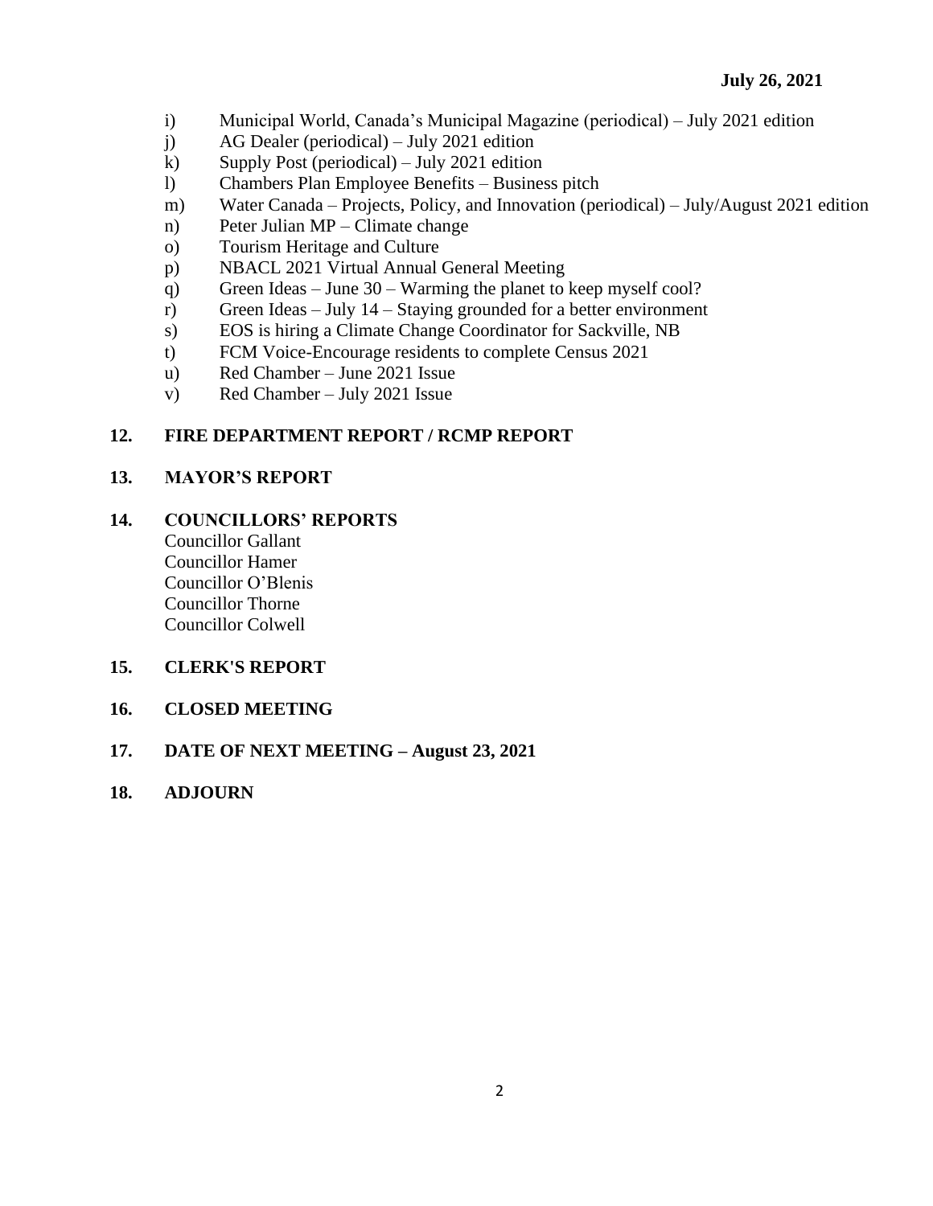**July 26, 2021**

i) Municipal World, Canada's Municipal Magazine (periodical) – July 2021 edition
j) AG Dealer (periodical) – July 2021 edition
k) Supply Post (periodical) – July 2021 edition
l) Chambers Plan Employee Benefits – Business pitch
m) Water Canada – Projects, Policy, and Innovation (periodical) – July/August 2021 edition
n) Peter Julian MP – Climate change
o) Tourism Heritage and Culture
p) NBACL 2021 Virtual Annual General Meeting
q) Green Ideas – June 30 – Warming the planet to keep myself cool?
r) Green Ideas – July 14 – Staying grounded for a better environment
s) EOS is hiring a Climate Change Coordinator for Sackville, NB
t) FCM Voice-Encourage residents to complete Census 2021
u) Red Chamber – June 2021 Issue
v) Red Chamber – July 2021 Issue

**12. FIRE DEPARTMENT REPORT / RCMP REPORT**

**13. MAYOR'S REPORT**

**14. COUNCILLORS' REPORTS**

Councillor Gallant
Councillor Hamer
Councillor O'Blenis
Councillor Thorne
Councillor Colwell

**15. CLERK'S REPORT**

**16. CLOSED MEETING**

**17. DATE OF NEXT MEETING – August 23, 2021**

**18. ADJOURN**